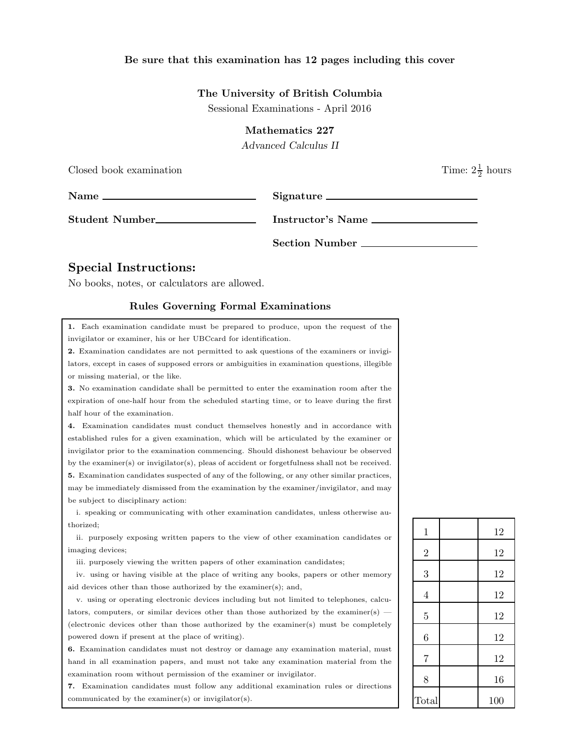**Be sure that this examination has 12 pages including this cover**

**The University of British Columbia**

Sessional Examinations - April 2016

**Mathematics 227**

*Advanced Calculus II*

Closed book examination

Time: $2\frac{1}{2}$ hours

**Name** ______________________

**Signature** ______________________

**Student Number** ______________________

**Instructor's Name** ______________________

**Section Number** ______________________

## Special Instructions:

No books, notes, or calculators are allowed.

### Rules Governing Formal Examinations

**1.** Each examination candidate must be prepared to produce, upon the request of the invigilator or examiner, his or her UBCcard for identification.

**2.** Examination candidates are not permitted to ask questions of the examiners or invigilators, except in cases of supposed errors or ambiguities in examination questions, illegible or missing material, or the like.

**3.** No examination candidate shall be permitted to enter the examination room after the expiration of one-half hour from the scheduled starting time, or to leave during the first half hour of the examination.

**4.** Examination candidates must conduct themselves honestly and in accordance with established rules for a given examination, which will be articulated by the examiner or invigilator prior to the examination commencing. Should dishonest behaviour be observed by the examiner(s) or invigilator(s), pleas of accident or forgetfulness shall not be received.

**5.** Examination candidates suspected of any of the following, or any other similar practices, may be immediately dismissed from the examination by the examiner/invigilator, and may be subject to disciplinary action:

i. speaking or communicating with other examination candidates, unless otherwise authorized;

ii. purposely exposing written papers to the view of other examination candidates or imaging devices;

iii. purposely viewing the written papers of other examination candidates;

iv. using or having visible at the place of writing any books, papers or other memory aid devices other than those authorized by the examiner(s); and,

v. using or operating electronic devices including but not limited to telephones, calculators, computers, or similar devices other than those authorized by the examiner(s) — (electronic devices other than those authorized by the examiner(s) must be completely powered down if present at the place of writing).

**6.** Examination candidates must not destroy or damage any examination material, must hand in all examination papers, and must not take any examination material from the examination room without permission of the examiner or invigilator.

**7.** Examination candidates must follow any additional examination rules or directions communicated by the examiner(s) or invigilator(s).

| | | |
|---|---|---|
| 1 | | 12 |
| 2 | | 12 |
| 3 | | 12 |
| 4 | | 12 |
| 5 | | 12 |
| 6 | | 12 |
| 7 | | 12 |
| 8 | | 16 |
| Total | | 100 |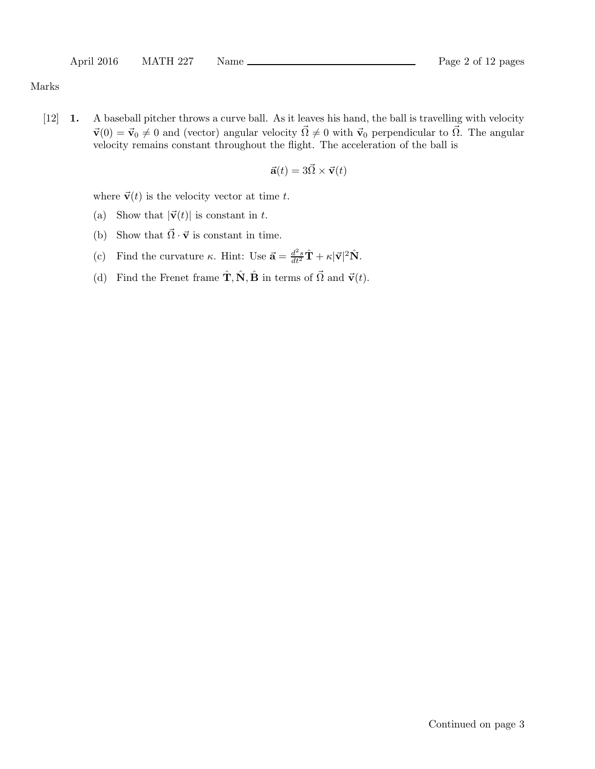Marks

[12] **1.** A baseball pitcher throws a curve ball. As it leaves his hand, the ball is travelling with velocity $\vec{\mathbf{v}}(0) = \vec{\mathbf{v}}_0 \neq 0$ and (vector) angular velocity $\vec{\Omega} \neq 0$ with $\vec{\mathbf{v}}_0$ perpendicular to $\vec{\Omega}$. The angular velocity remains constant throughout the flight. The acceleration of the ball is

$$\vec{\mathbf{a}}(t) = 3\vec{\Omega} \times \vec{\mathbf{v}}(t)$$

where $\vec{\mathbf{v}}(t)$ is the velocity vector at time $t$.

(a) Show that $|\vec{\mathbf{v}}(t)|$ is constant in $t$.

(b) Show that $\vec{\Omega} \cdot \vec{\mathbf{v}}$ is constant in time.

(c) Find the curvature $\kappa$. Hint: Use $\vec{\mathbf{a}} = \frac{d^2s}{dt^2}\hat{\mathbf{T}} + \kappa|\vec{\mathbf{v}}|^2\hat{\mathbf{N}}$.

(d) Find the Frenet frame $\hat{\mathbf{T}}, \hat{\mathbf{N}}, \hat{\mathbf{B}}$ in terms of $\vec{\Omega}$ and $\vec{\mathbf{v}}(t)$.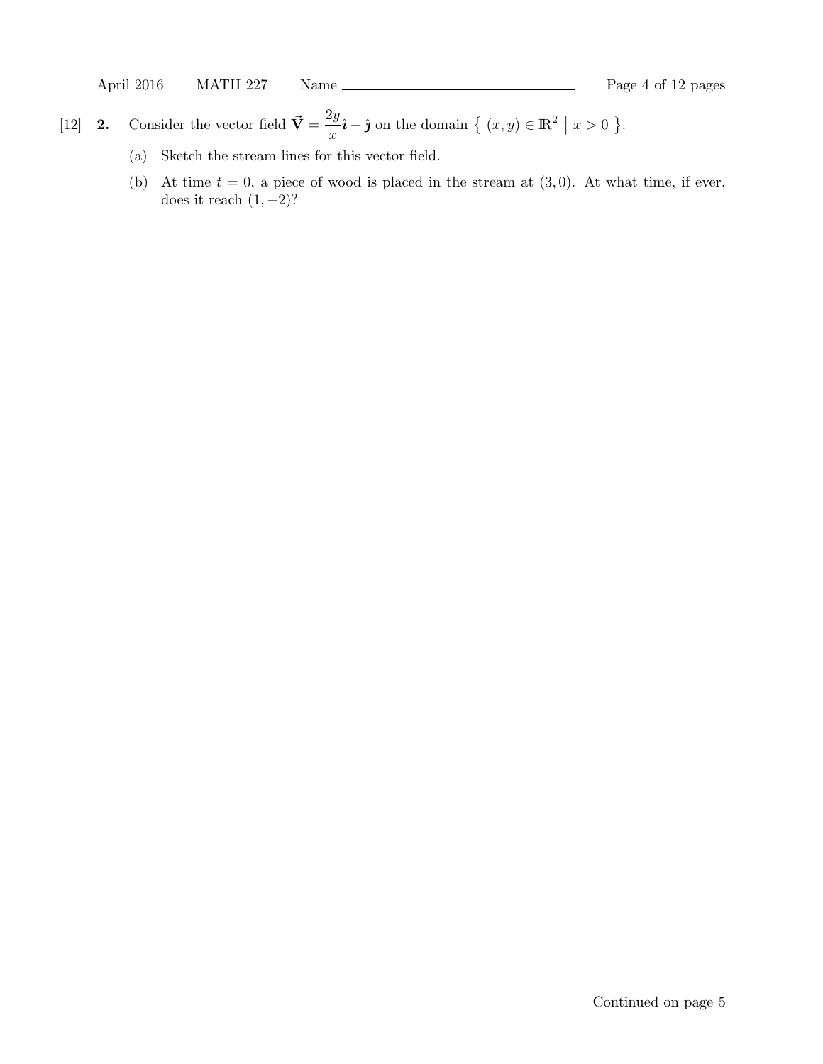[12] **2.** Consider the vector field $\vec{\mathbf{V}} = \dfrac{2y}{x}\hat{\boldsymbol{\imath}} - \hat{\boldsymbol{\jmath}}$ on the domain $\{\ (x, y) \in \mathbb{R}^2 \ \big|\ x > 0\ \}$.

(a) Sketch the stream lines for this vector field.

(b) At time $t = 0$, a piece of wood is placed in the stream at $(3, 0)$. At what time, if ever, does it reach $(1, -2)$?

Continued on page 5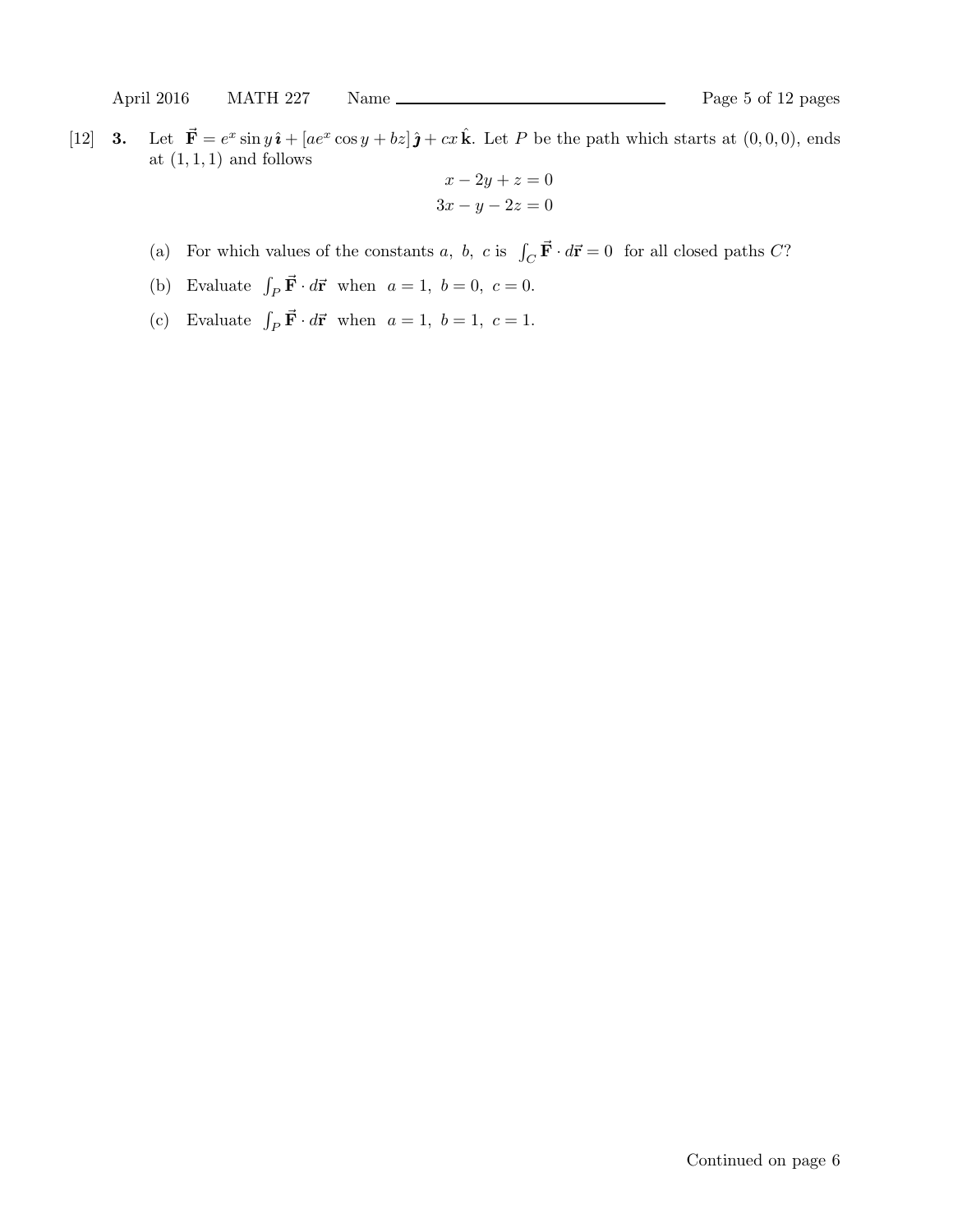[12] **3.** Let $\vec{\mathbf{F}} = e^x \sin y\, \hat{\boldsymbol{\imath}} + [ae^x \cos y + bz]\, \hat{\boldsymbol{\jmath}} + cx\, \hat{\mathbf{k}}$. Let $P$ be the path which starts at $(0, 0, 0)$, ends at $(1, 1, 1)$ and follows

$$x - 2y + z = 0$$
$$3x - y - 2z = 0$$

(a) For which values of the constants $a$, $b$, $c$ is $\int_C \vec{\mathbf{F}} \cdot d\vec{\mathbf{r}} = 0$ for all closed paths $C$?

(b) Evaluate $\int_P \vec{\mathbf{F}} \cdot d\vec{\mathbf{r}}$ when $a = 1$, $b = 0$, $c = 0$.

(c) Evaluate $\int_P \vec{\mathbf{F}} \cdot d\vec{\mathbf{r}}$ when $a = 1$, $b = 1$, $c = 1$.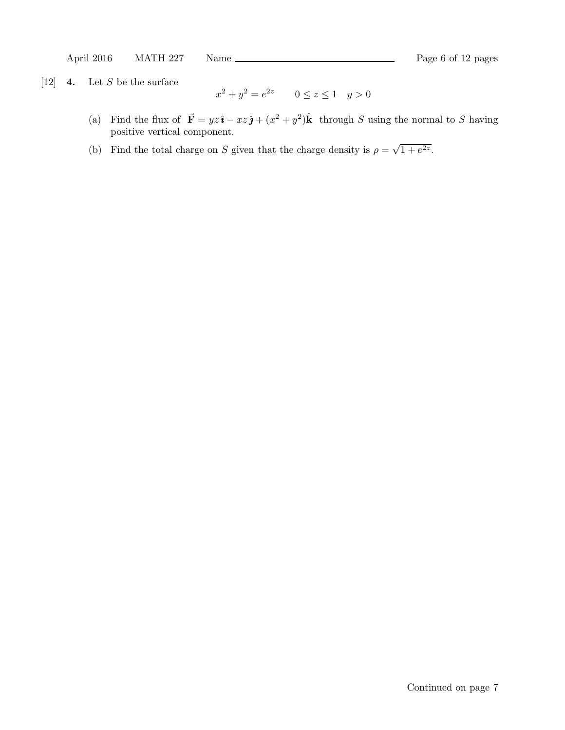[12] **4.** Let $S$ be the surface

$$x^2 + y^2 = e^{2z} \qquad 0 \le z \le 1 \quad y > 0$$

(a) Find the flux of $\vec{\mathbf{F}} = yz\,\hat{\boldsymbol{\imath}} - xz\,\hat{\boldsymbol{\jmath}} + (x^2 + y^2)\hat{\mathbf{k}}$ through $S$ using the normal to $S$ having positive vertical component.

(b) Find the total charge on $S$ given that the charge density is $\rho = \sqrt{1 + e^{2z}}$.

Continued on page 7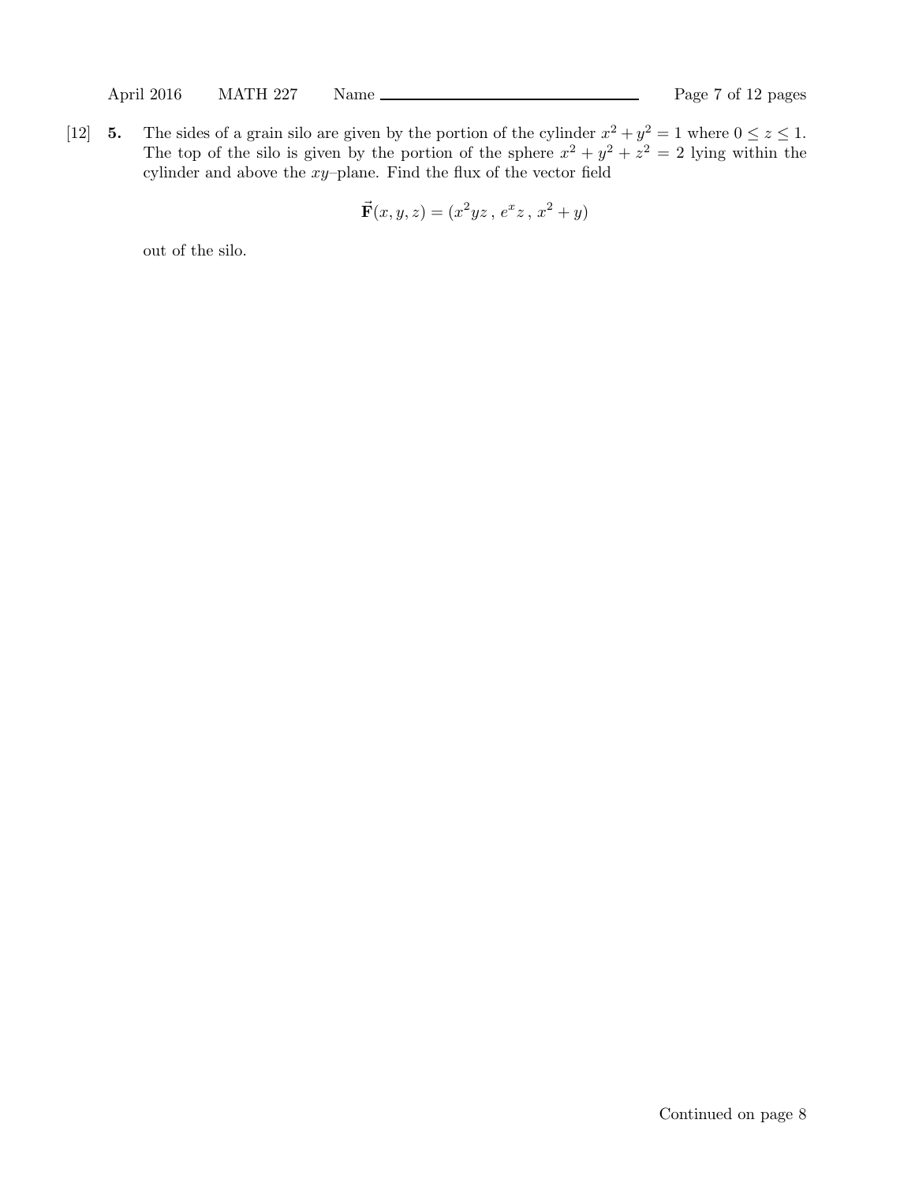[12] **5.** The sides of a grain silo are given by the portion of the cylinder $x^2 + y^2 = 1$ where $0 \le z \le 1$. The top of the silo is given by the portion of the sphere $x^2 + y^2 + z^2 = 2$ lying within the cylinder and above the $xy$–plane. Find the flux of the vector field

$$\vec{\mathbf{F}}(x, y, z) = (x^2yz\,,\, e^x z\,,\, x^2 + y)$$

out of the silo.

Continued on page 8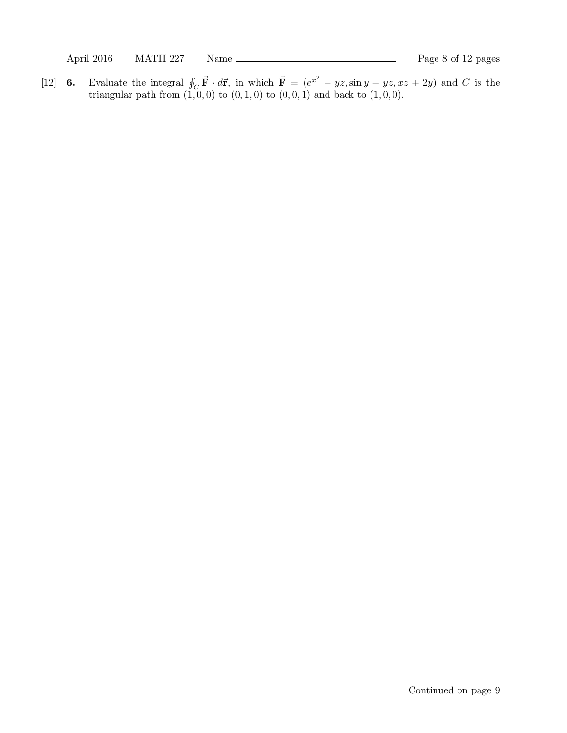[12] **6.** Evaluate the integral $\oint_C \vec{\mathbf{F}} \cdot d\vec{\mathbf{r}}$, in which $\vec{\mathbf{F}} = (e^{x^2} - yz, \sin y - yz, xz + 2y)$ and $C$ is the triangular path from $(1, 0, 0)$ to $(0, 1, 0)$ to $(0, 0, 1)$ and back to $(1, 0, 0)$.

Continued on page 9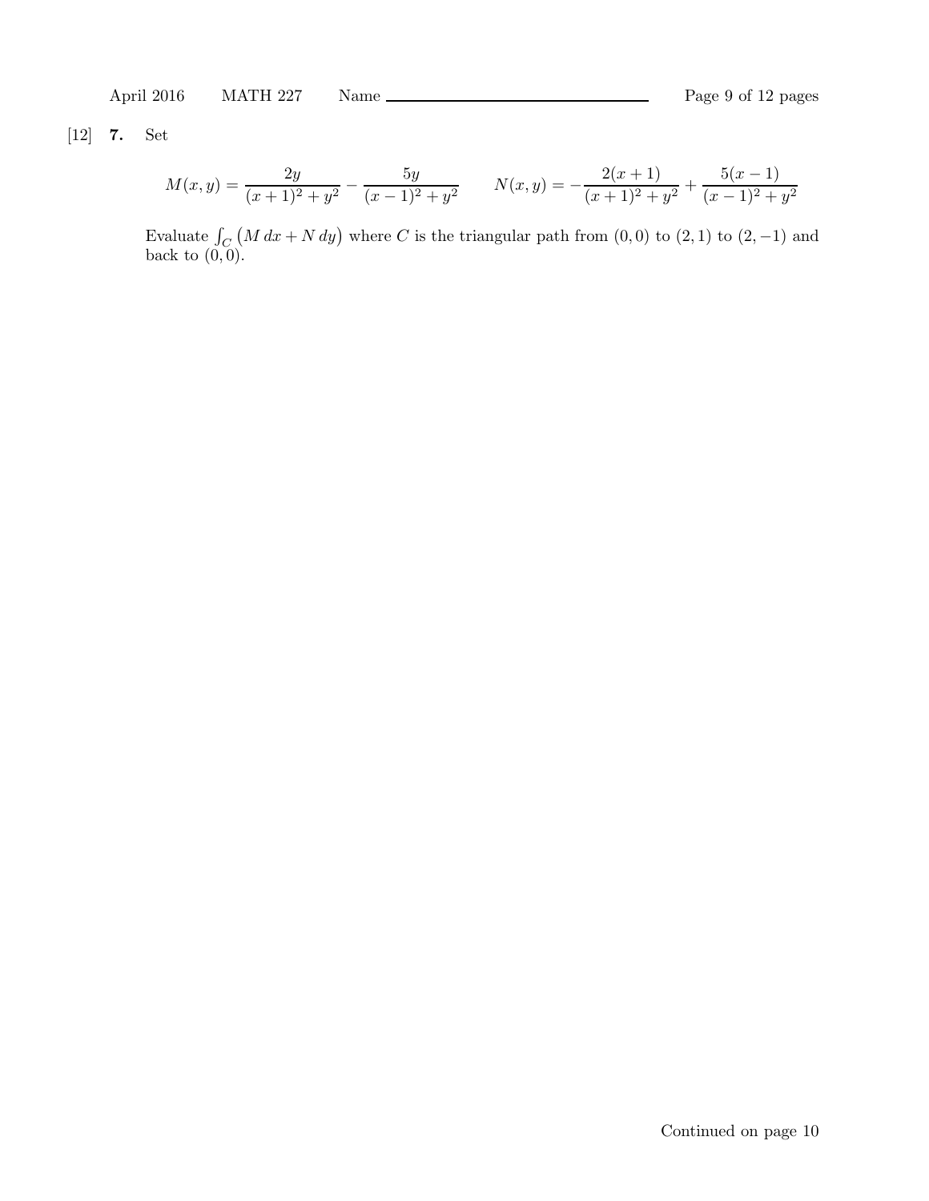[12] **7.** Set

$$M(x,y) = \frac{2y}{(x+1)^2 + y^2} - \frac{5y}{(x-1)^2 + y^2} \qquad N(x,y) = -\frac{2(x+1)}{(x+1)^2 + y^2} + \frac{5(x-1)}{(x-1)^2 + y^2}$$

Evaluate $\int_C \big(M\,dx + N\,dy\big)$ where $C$ is the triangular path from $(0,0)$ to $(2,1)$ to $(2,-1)$ and back to $(0,0)$.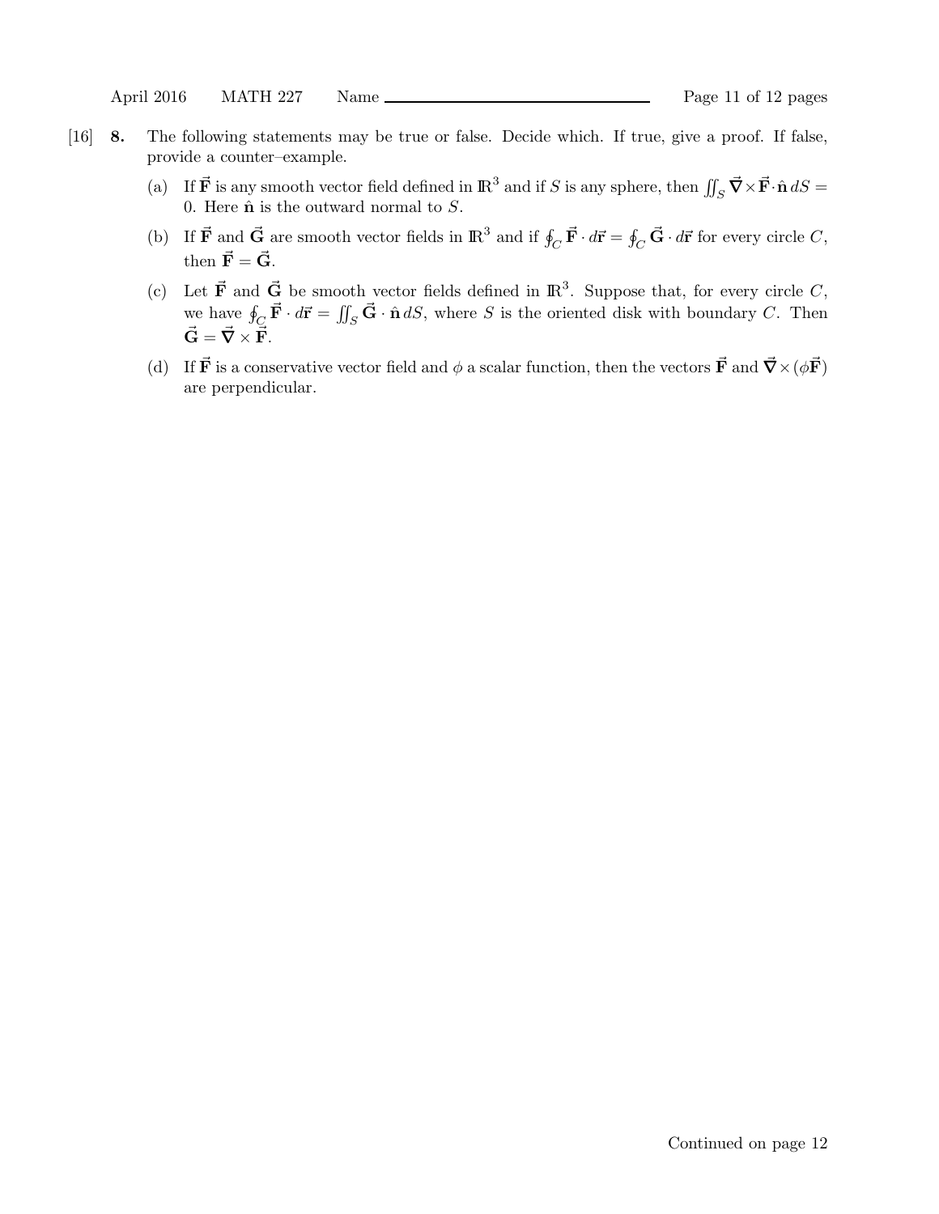[16] **8.** The following statements may be true or false. Decide which. If true, give a proof. If false, provide a counter–example.

(a) If $\vec{\mathbf{F}}$ is any smooth vector field defined in $\mathbb{R}^3$ and if $S$ is any sphere, then $\iint_S \vec{\boldsymbol{\nabla}} \times \vec{\mathbf{F}} \cdot \hat{\mathbf{n}}\, dS = 0$. Here $\hat{\mathbf{n}}$ is the outward normal to $S$.

(b) If $\vec{\mathbf{F}}$ and $\vec{\mathbf{G}}$ are smooth vector fields in $\mathbb{R}^3$ and if $\oint_C \vec{\mathbf{F}} \cdot d\vec{\mathbf{r}} = \oint_C \vec{\mathbf{G}} \cdot d\vec{\mathbf{r}}$ for every circle $C$, then $\vec{\mathbf{F}} = \vec{\mathbf{G}}$.

(c) Let $\vec{\mathbf{F}}$ and $\vec{\mathbf{G}}$ be smooth vector fields defined in $\mathbb{R}^3$. Suppose that, for every circle $C$, we have $\oint_C \vec{\mathbf{F}} \cdot d\vec{\mathbf{r}} = \iint_S \vec{\mathbf{G}} \cdot \hat{\mathbf{n}}\, dS$, where $S$ is the oriented disk with boundary $C$. Then $\vec{\mathbf{G}} = \vec{\boldsymbol{\nabla}} \times \vec{\mathbf{F}}$.

(d) If $\vec{\mathbf{F}}$ is a conservative vector field and $\phi$ a scalar function, then the vectors $\vec{\mathbf{F}}$ and $\vec{\boldsymbol{\nabla}} \times (\phi \vec{\mathbf{F}})$ are perpendicular.

Continued on page 12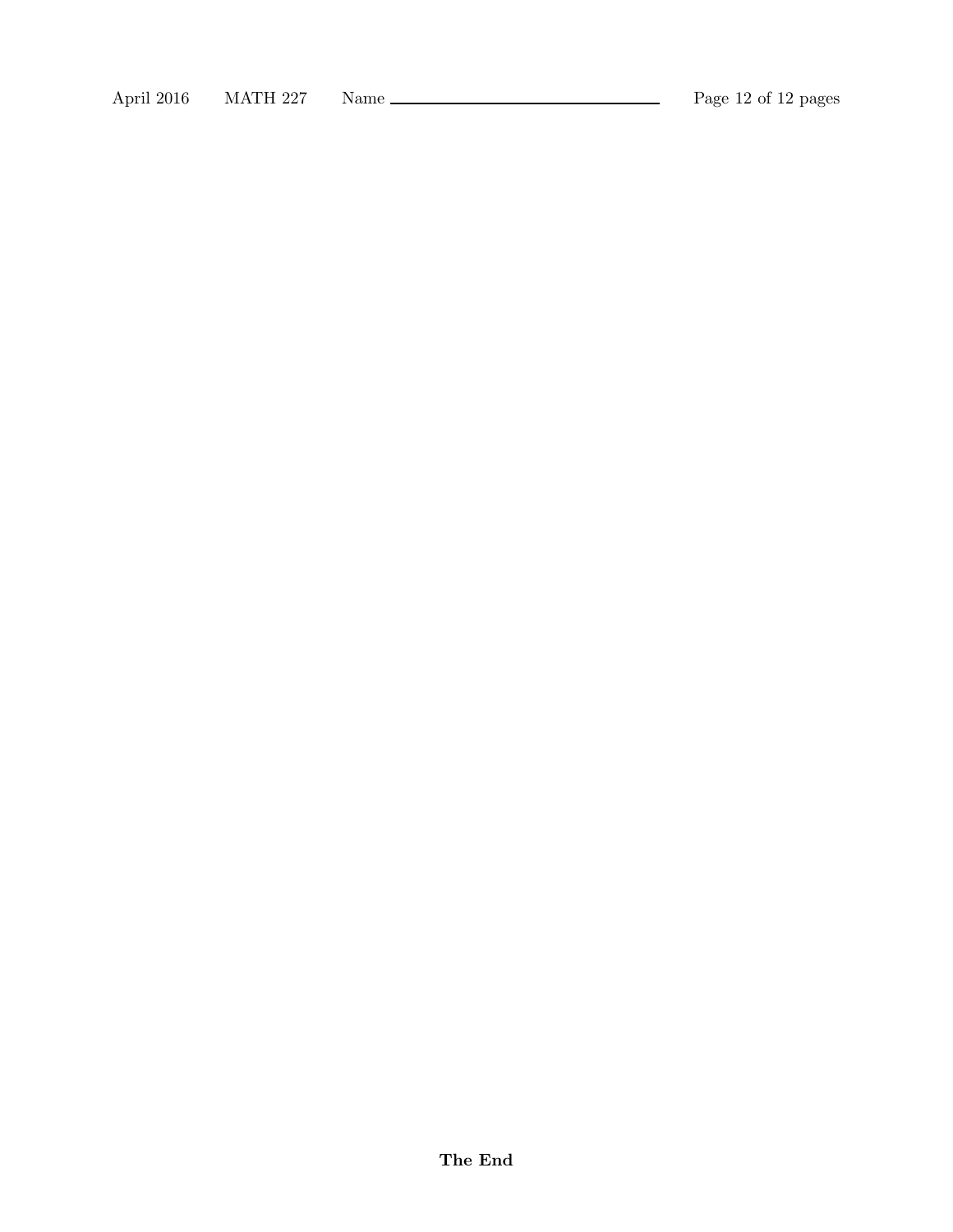**The End**